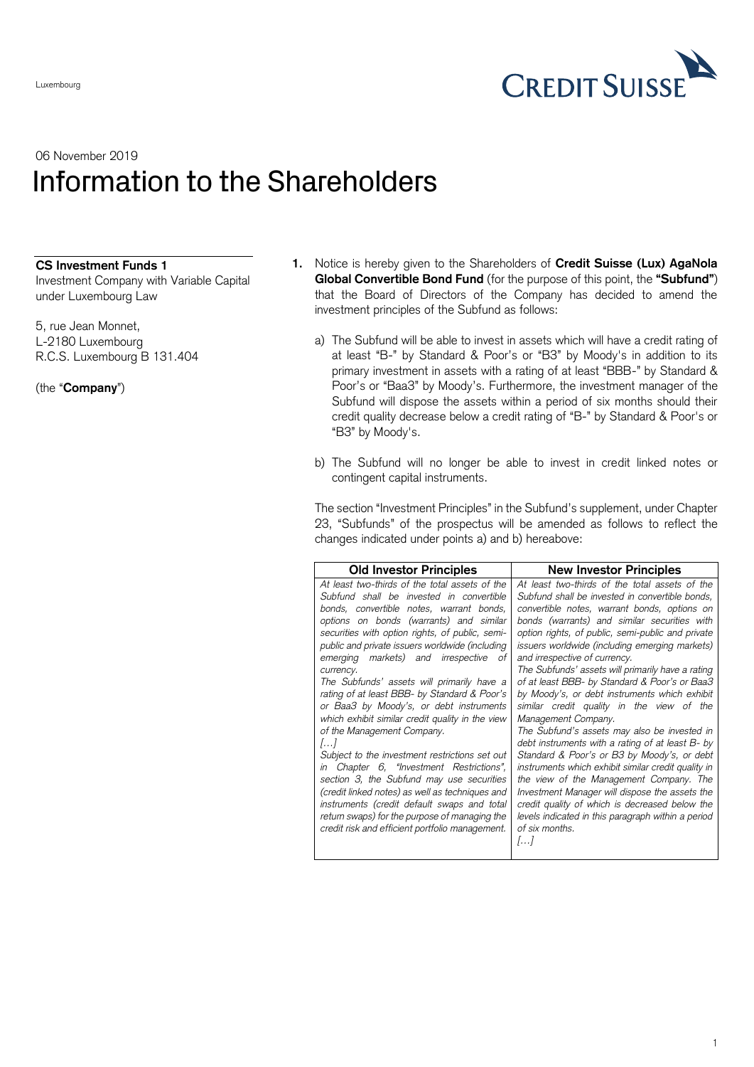Luxembourg

CREDIT SUISSE

06 November 2019

# Information to the Shareholders

**CS Investment Funds 1**
Investment Company with Variable Capital under Luxembourg Law

5, rue Jean Monnet,
L-2180 Luxembourg
R.C.S. Luxembourg B 131.404

(the "**Company**")

1. Notice is hereby given to the Shareholders of **Credit Suisse (Lux) AgaNola Global Convertible Bond Fund** (for the purpose of this point, the **"Subfund"**) that the Board of Directors of the Company has decided to amend the investment principles of the Subfund as follows:

   a) The Subfund will be able to invest in assets which will have a credit rating of at least "B-" by Standard & Poor's or "B3" by Moody's in addition to its primary investment in assets with a rating of at least "BBB-" by Standard & Poor's or "Baa3" by Moody's. Furthermore, the investment manager of the Subfund will dispose the assets within a period of six months should their credit quality decrease below a credit rating of "B-" by Standard & Poor's or "B3" by Moody's.

   b) The Subfund will no longer be able to invest in credit linked notes or contingent capital instruments.

   The section "Investment Principles" in the Subfund's supplement, under Chapter 23, "Subfunds" of the prospectus will be amended as follows to reflect the changes indicated under points a) and b) hereabove:

| Old Investor Principles | New Investor Principles |
|---|---|
| *At least two-thirds of the total assets of the Subfund shall be invested in convertible bonds, convertible notes, warrant bonds, options on bonds (warrants) and similar securities with option rights, of public, semi-public and private issuers worldwide (including emerging markets) and irrespective of currency.*<br>*The Subfunds' assets will primarily have a rating of at least BBB- by Standard & Poor's or Baa3 by Moody's, or debt instruments which exhibit similar credit quality in the view of the Management Company.*<br>*[…]*<br>*Subject to the investment restrictions set out in Chapter 6, "Investment Restrictions", section 3, the Subfund may use securities (credit linked notes) as well as techniques and instruments (credit default swaps and total return swaps) for the purpose of managing the credit risk and efficient portfolio management.* | *At least two-thirds of the total assets of the Subfund shall be invested in convertible bonds, convertible notes, warrant bonds, options on bonds (warrants) and similar securities with option rights, of public, semi-public and private issuers worldwide (including emerging markets) and irrespective of currency.*<br>*The Subfunds' assets will primarily have a rating of at least BBB- by Standard & Poor's or Baa3 by Moody's, or debt instruments which exhibit similar credit quality in the view of the Management Company.*<br>*The Subfund's assets may also be invested in debt instruments with a rating of at least B- by Standard & Poor's or B3 by Moody's, or debt instruments which exhibit similar credit quality in the view of the Management Company. The Investment Manager will dispose the assets the credit quality of which is decreased below the levels indicated in this paragraph within a period of six months.*<br>*[…]* |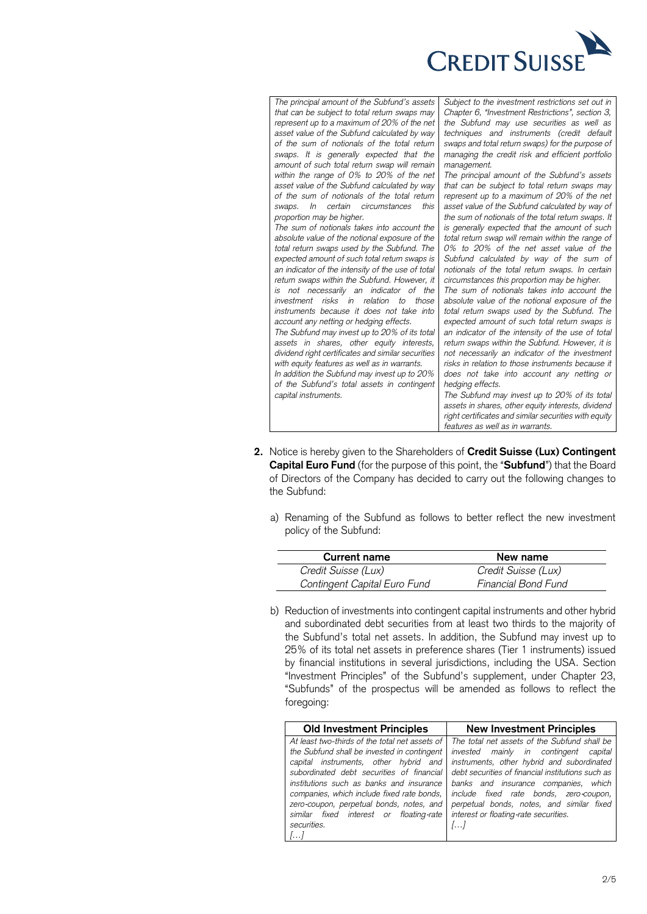| | |
|---|---|
| *The principal amount of the Subfund's assets that can be subject to total return swaps may represent up to a maximum of 20% of the net asset value of the Subfund calculated by way of the sum of notionals of the total return swaps. It is generally expected that the amount of such total return swap will remain within the range of 0% to 20% of the net asset value of the Subfund calculated by way of the sum of notionals of the total return swaps. In certain circumstances this proportion may be higher.* *The sum of notionals takes into account the absolute value of the notional exposure of the total return swaps used by the Subfund. The expected amount of such total return swaps is an indicator of the intensity of the use of total return swaps within the Subfund. However, it is not necessarily an indicator of the investment risks in relation to those instruments because it does not take into account any netting or hedging effects.* *The Subfund may invest up to 20% of its total assets in shares, other equity interests, dividend right certificates and similar securities with equity features as well as in warrants.* *In addition the Subfund may invest up to 20% of the Subfund's total assets in contingent capital instruments.* | *Subject to the investment restrictions set out in Chapter 6, "Investment Restrictions", section 3, the Subfund may use securities as well as techniques and instruments (credit default swaps and total return swaps) for the purpose of managing the credit risk and efficient portfolio management.* *The principal amount of the Subfund's assets that can be subject to total return swaps may represent up to a maximum of 20% of the net asset value of the Subfund calculated by way of the sum of notionals of the total return swaps. It is generally expected that the amount of such total return swap will remain within the range of 0% to 20% of the net asset value of the Subfund calculated by way of the sum of notionals of the total return swaps. In certain circumstances this proportion may be higher.* *The sum of notionals takes into account the absolute value of the notional exposure of the total return swaps used by the Subfund. The expected amount of such total return swaps is an indicator of the intensity of the use of total return swaps within the Subfund. However, it is not necessarily an indicator of the investment risks in relation to those instruments because it does not take into account any netting or hedging effects.* *The Subfund may invest up to 20% of its total assets in shares, other equity interests, dividend right certificates and similar securities with equity features as well as in warrants.* |

2. Notice is hereby given to the Shareholders of **Credit Suisse (Lux) Contingent Capital Euro Fund** (for the purpose of this point, the "**Subfund**") that the Board of Directors of the Company has decided to carry out the following changes to the Subfund:

   a) Renaming of the Subfund as follows to better reflect the new investment policy of the Subfund:

| Current name | New name |
|---|---|
| *Credit Suisse (Lux) Contingent Capital Euro Fund* | *Credit Suisse (Lux) Financial Bond Fund* |

   b) Reduction of investments into contingent capital instruments and other hybrid and subordinated debt securities from at least two thirds to the majority of the Subfund's total net assets. In addition, the Subfund may invest up to 25% of its total net assets in preference shares (Tier 1 instruments) issued by financial institutions in several jurisdictions, including the USA. Section "Investment Principles" of the Subfund's supplement, under Chapter 23, "Subfunds" of the prospectus will be amended as follows to reflect the foregoing:

| Old Investment Principles | New Investment Principles |
|---|---|
| *At least two-thirds of the total net assets of the Subfund shall be invested in contingent capital instruments, other hybrid and subordinated debt securities of financial institutions such as banks and insurance companies, which include fixed rate bonds, zero-coupon, perpetual bonds, notes, and similar fixed interest or floating-rate securities.* *[…]* | *The total net assets of the Subfund shall be invested mainly in contingent capital instruments, other hybrid and subordinated debt securities of financial institutions such as banks and insurance companies, which include fixed rate bonds, zero-coupon, perpetual bonds, notes, and similar fixed interest or floating-rate securities.* *[…]* |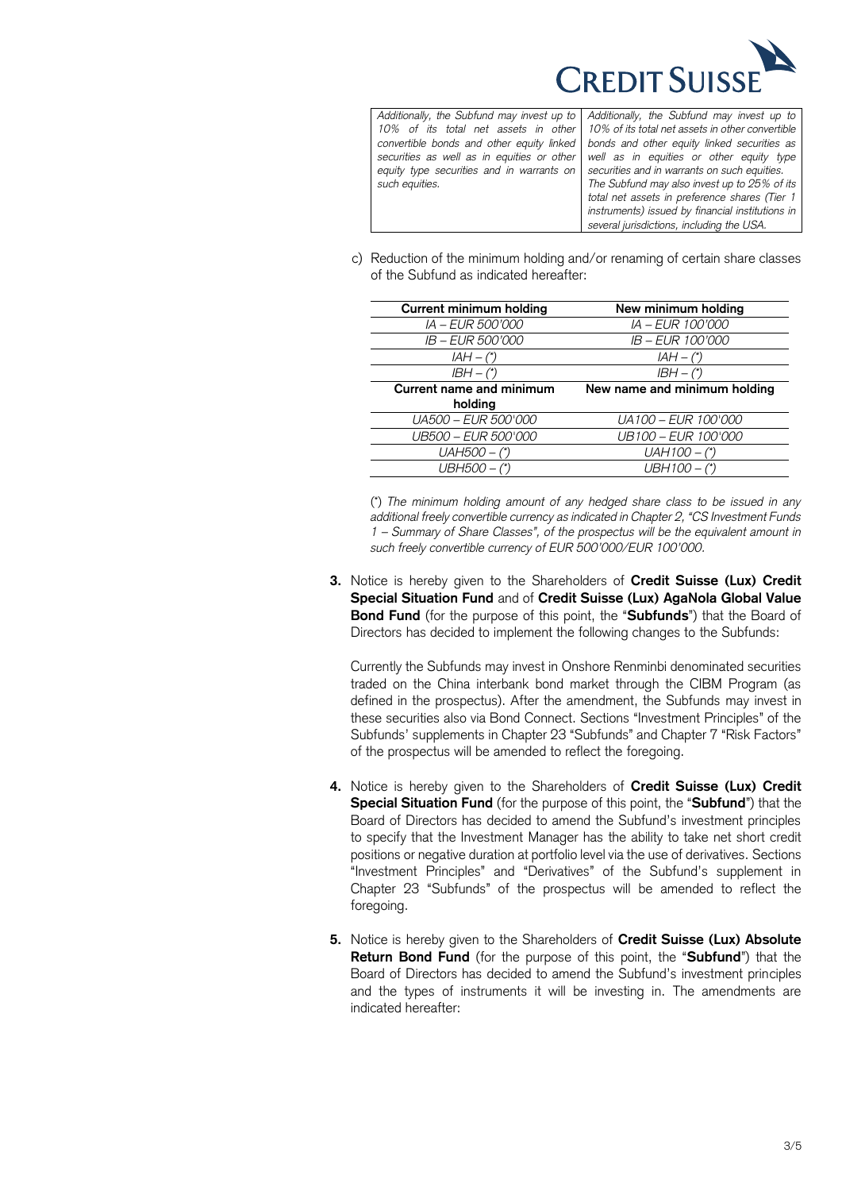| | |
|---|---|
| *Additionally, the Subfund may invest up to 10% of its total net assets in other convertible bonds and other equity linked securities as well as in equities or other equity type securities and in warrants on such equities.* | *Additionally, the Subfund may invest up to 10% of its total net assets in other convertible bonds and other equity linked securities as well as in equities or other equity type securities and in warrants on such equities.* *The Subfund may also invest up to 25% of its total net assets in preference shares (Tier 1 instruments) issued by financial institutions in several jurisdictions, including the USA.* |

c) Reduction of the minimum holding and/or renaming of certain share classes of the Subfund as indicated hereafter:

| Current minimum holding | New minimum holding |
|---|---|
| *IA – EUR 500'000* | *IA – EUR 100'000* |
| *IB – EUR 500'000* | *IB – EUR 100'000* |
| *IAH – (\*)* | *IAH – (\*)* |
| *IBH – (\*)* | *IBH – (\*)* |
| **Current name and minimum holding** | **New name and minimum holding** |
| *UA500 – EUR 500'000* | *UA100 – EUR 100'000* |
| *UB500 – EUR 500'000* | *UB100 – EUR 100'000* |
| *UAH500 – (\*)* | *UAH100 – (\*)* |
| *UBH500 – (\*)* | *UBH100 – (\*)* |

*(\*) The minimum holding amount of any hedged share class to be issued in any additional freely convertible currency as indicated in Chapter 2, "CS Investment Funds 1 – Summary of Share Classes", of the prospectus will be the equivalent amount in such freely convertible currency of EUR 500'000/EUR 100'000.*

3. Notice is hereby given to the Shareholders of **Credit Suisse (Lux) Credit Special Situation Fund** and of **Credit Suisse (Lux) AgaNola Global Value Bond Fund** (for the purpose of this point, the "**Subfunds**") that the Board of Directors has decided to implement the following changes to the Subfunds:

   Currently the Subfunds may invest in Onshore Renminbi denominated securities traded on the China interbank bond market through the CIBM Program (as defined in the prospectus). After the amendment, the Subfunds may invest in these securities also via Bond Connect. Sections "Investment Principles" of the Subfunds' supplements in Chapter 23 "Subfunds" and Chapter 7 "Risk Factors" of the prospectus will be amended to reflect the foregoing.

4. Notice is hereby given to the Shareholders of **Credit Suisse (Lux) Credit Special Situation Fund** (for the purpose of this point, the "**Subfund**") that the Board of Directors has decided to amend the Subfund's investment principles to specify that the Investment Manager has the ability to take net short credit positions or negative duration at portfolio level via the use of derivatives. Sections "Investment Principles" and "Derivatives" of the Subfund's supplement in Chapter 23 "Subfunds" of the prospectus will be amended to reflect the foregoing.

5. Notice is hereby given to the Shareholders of **Credit Suisse (Lux) Absolute Return Bond Fund** (for the purpose of this point, the "**Subfund**") that the Board of Directors has decided to amend the Subfund's investment principles and the types of instruments it will be investing in. The amendments are indicated hereafter: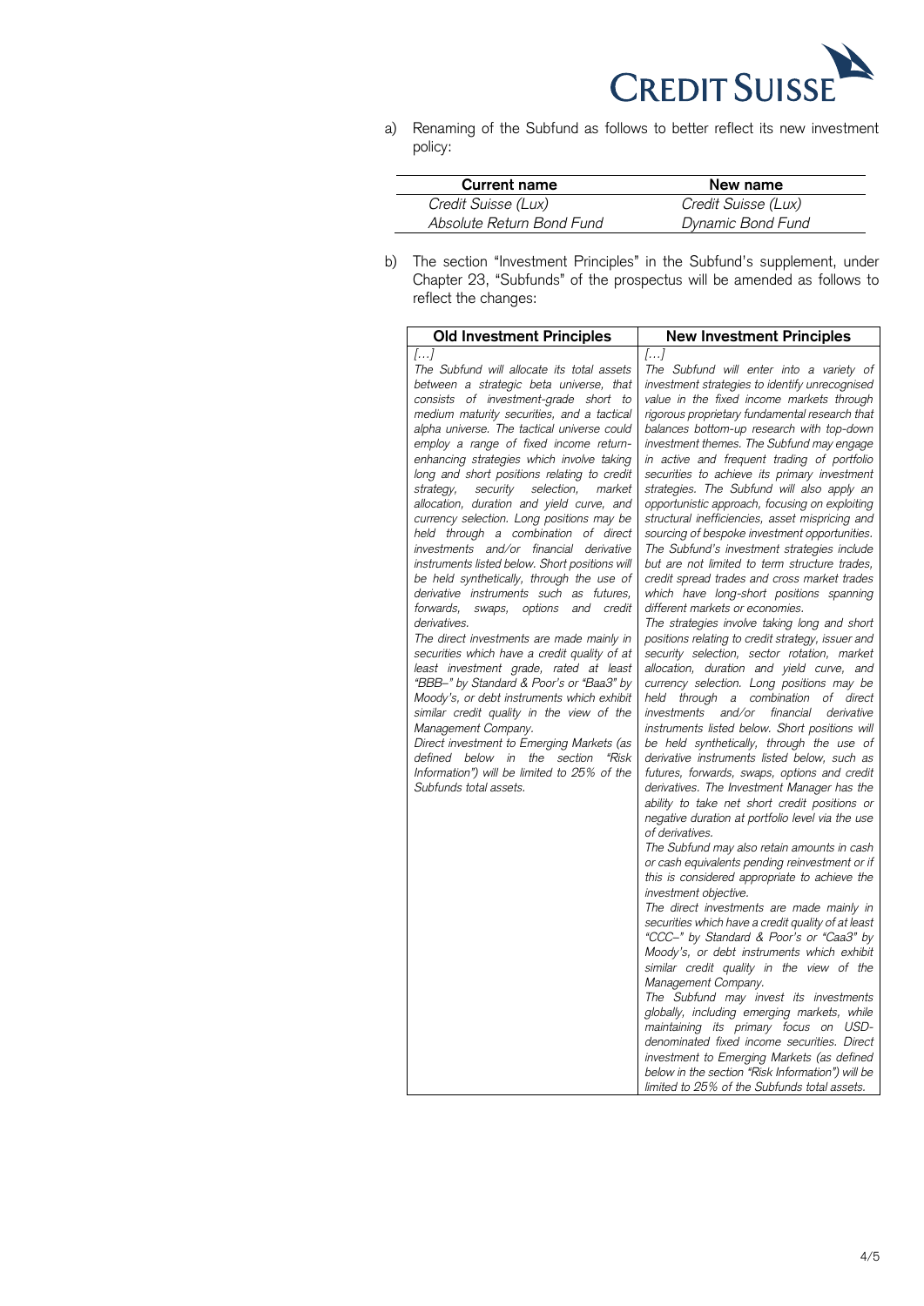a) Renaming of the Subfund as follows to better reflect its new investment policy:

| Current name | New name |
| --- | --- |
| *Credit Suisse (Lux) Absolute Return Bond Fund* | *Credit Suisse (Lux) Dynamic Bond Fund* |

b) The section "Investment Principles" in the Subfund's supplement, under Chapter 23, "Subfunds" of the prospectus will be amended as follows to reflect the changes:

| Old Investment Principles | New Investment Principles |
| --- | --- |
| *[…]*<br>*The Subfund will allocate its total assets between a strategic beta universe, that consists of investment-grade short to medium maturity securities, and a tactical alpha universe. The tactical universe could employ a range of fixed income return-enhancing strategies which involve taking long and short positions relating to credit strategy, security selection, market allocation, duration and yield curve, and currency selection. Long positions may be held through a combination of direct investments and/or financial derivative instruments listed below. Short positions will be held synthetically, through the use of derivative instruments such as futures, forwards, swaps, options and credit derivatives.*<br>*The direct investments are made mainly in securities which have a credit quality of at least investment grade, rated at least "BBB–" by Standard & Poor's or "Baa3" by Moody's, or debt instruments which exhibit similar credit quality in the view of the Management Company.*<br>*Direct investment to Emerging Markets (as defined below in the section "Risk Information") will be limited to 25% of the Subfunds total assets.* | *[…]*<br>*The Subfund will enter into a variety of investment strategies to identify unrecognised value in the fixed income markets through rigorous proprietary fundamental research that balances bottom-up research with top-down investment themes. The Subfund may engage in active and frequent trading of portfolio securities to achieve its primary investment strategies. The Subfund will also apply an opportunistic approach, focusing on exploiting structural inefficiencies, asset mispricing and sourcing of bespoke investment opportunities. The Subfund's investment strategies include but are not limited to term structure trades, credit spread trades and cross market trades which have long-short positions spanning different markets or economies.*<br>*The strategies involve taking long and short positions relating to credit strategy, issuer and security selection, sector rotation, market allocation, duration and yield curve, and currency selection. Long positions may be held through a combination of direct investments and/or financial derivative instruments listed below. Short positions will be held synthetically, through the use of derivative instruments listed below, such as futures, forwards, swaps, options and credit derivatives. The Investment Manager has the ability to take net short credit positions or negative duration at portfolio level via the use of derivatives.*<br>*The Subfund may also retain amounts in cash or cash equivalents pending reinvestment or if this is considered appropriate to achieve the investment objective.*<br>*The direct investments are made mainly in securities which have a credit quality of at least "CCC–" by Standard & Poor's or "Caa3" by Moody's, or debt instruments which exhibit similar credit quality in the view of the Management Company.*<br>*The Subfund may invest its investments globally, including emerging markets, while maintaining its primary focus on USD-denominated fixed income securities. Direct investment to Emerging Markets (as defined below in the section "Risk Information") will be limited to 25% of the Subfunds total assets.* |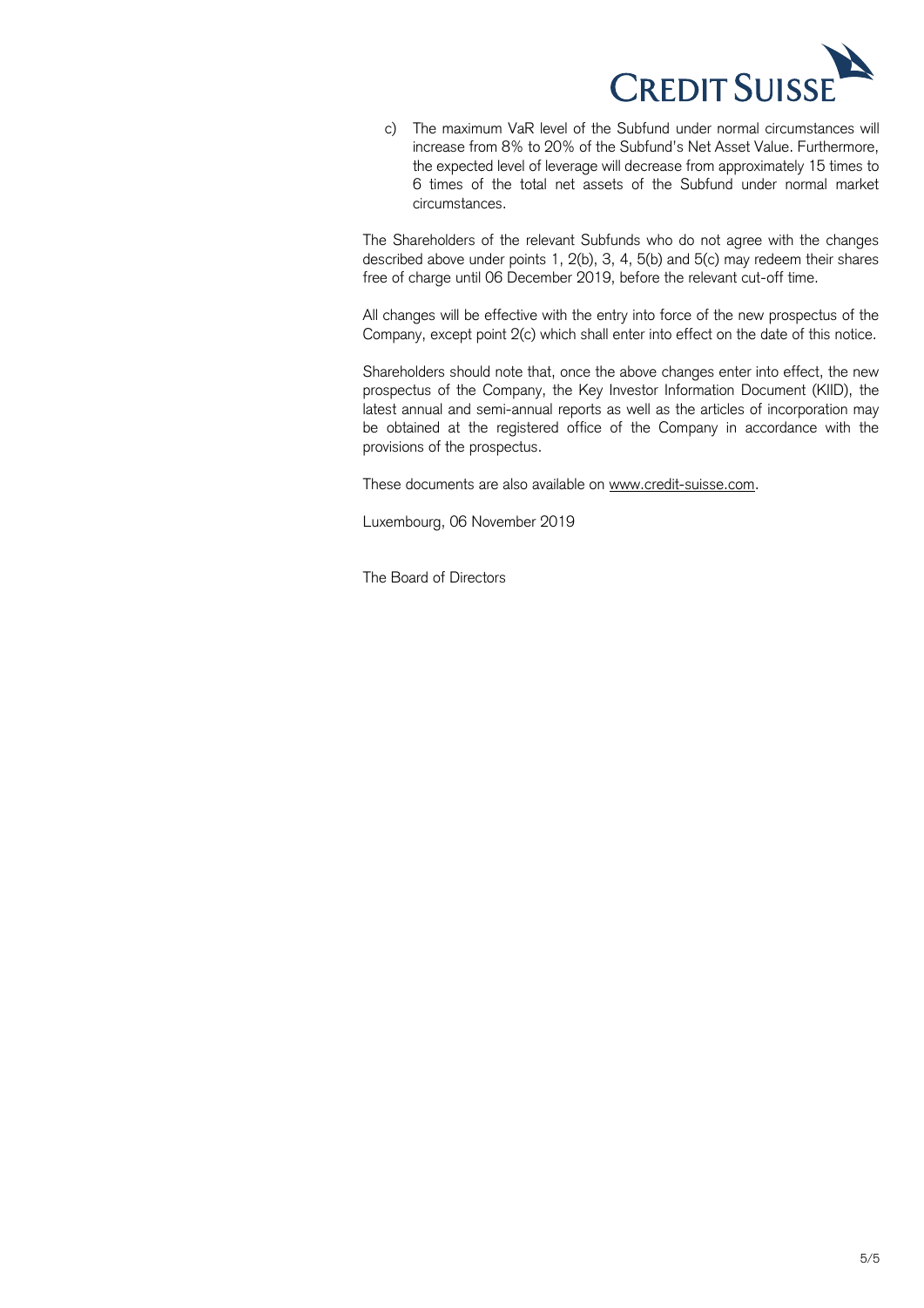c) The maximum VaR level of the Subfund under normal circumstances will increase from 8% to 20% of the Subfund's Net Asset Value. Furthermore, the expected level of leverage will decrease from approximately 15 times to 6 times of the total net assets of the Subfund under normal market circumstances.

The Shareholders of the relevant Subfunds who do not agree with the changes described above under points 1, 2(b), 3, 4, 5(b) and 5(c) may redeem their shares free of charge until 06 December 2019, before the relevant cut-off time.

All changes will be effective with the entry into force of the new prospectus of the Company, except point 2(c) which shall enter into effect on the date of this notice.

Shareholders should note that, once the above changes enter into effect, the new prospectus of the Company, the Key Investor Information Document (KIID), the latest annual and semi-annual reports as well as the articles of incorporation may be obtained at the registered office of the Company in accordance with the provisions of the prospectus.

These documents are also available on www.credit-suisse.com.

Luxembourg, 06 November 2019

The Board of Directors